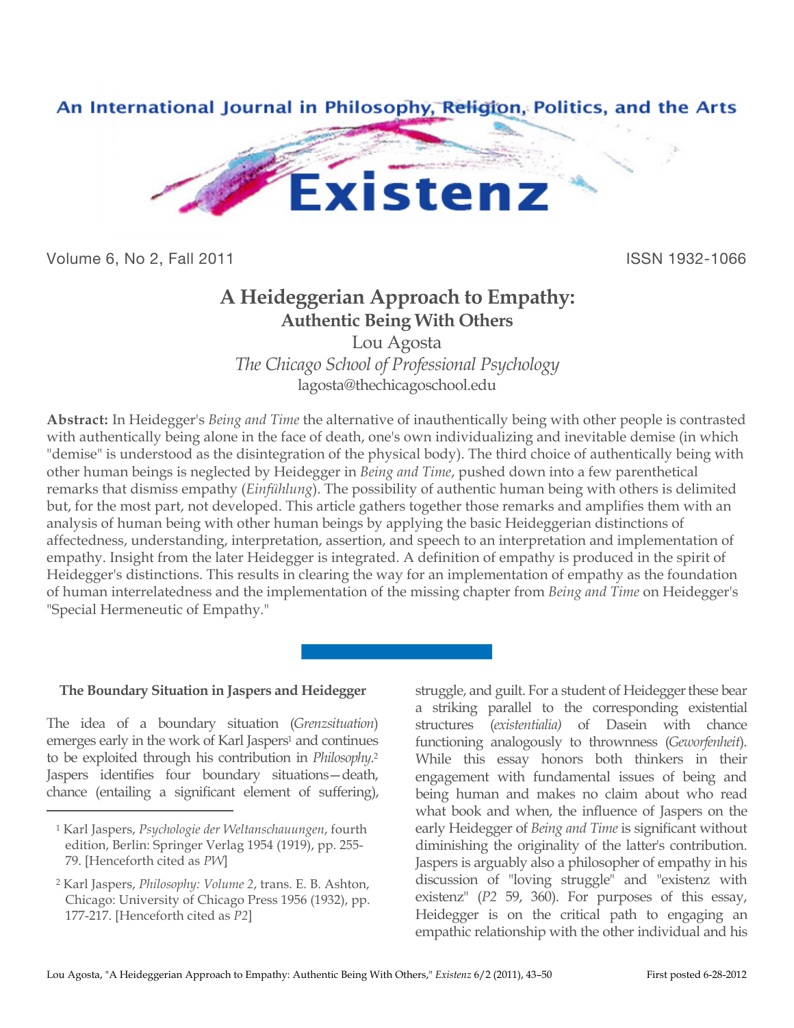# A Heideggerian Approach to Empathy:
## Authentic Being With Others

Lou Agosta
*The Chicago School of Professional Psychology*
lagosta@thechicagoschool.edu

**Abstract:** In Heidegger's *Being and Time* the alternative of inauthentically being with other people is contrasted with authentically being alone in the face of death, one's own individualizing and inevitable demise (in which "demise" is understood as the disintegration of the physical body). The third choice of authentically being with other human beings is neglected by Heidegger in *Being and Time*, pushed down into a few parenthetical remarks that dismiss empathy (*Einfühlung*). The possibility of authentic human being with others is delimited but, for the most part, not developed. This article gathers together those remarks and amplifies them with an analysis of human being with other human beings by applying the basic Heideggerian distinctions of affectedness, understanding, interpretation, assertion, and speech to an interpretation and implementation of empathy. Insight from the later Heidegger is integrated. A definition of empathy is produced in the spirit of Heidegger's distinctions. This results in clearing the way for an implementation of empathy as the foundation of human interrelatedness and the implementation of the missing chapter from *Being and Time* on Heidegger's "Special Hermeneutic of Empathy."

### The Boundary Situation in Jaspers and Heidegger

The idea of a boundary situation (*Grenzsituation*) emerges early in the work of Karl Jaspers[1] and continues to be exploited through his contribution in *Philosophy*.[2] Jaspers identifies four boundary situations—death, chance (entailing a significant element of suffering), struggle, and guilt. For a student of Heidegger these bear a striking parallel to the corresponding existential structures (*existentialia)* of Dasein with chance functioning analogously to thrownness (*Geworfenheit*). While this essay honors both thinkers in their engagement with fundamental issues of being and being human and makes no claim about who read what book and when, the influence of Jaspers on the early Heidegger of *Being and Time* is significant without diminishing the originality of the latter's contribution. Jaspers is arguably also a philosopher of empathy in his discussion of "loving struggle" and "existenz with existenz" (*P2* 59, 360). For purposes of this essay, Heidegger is on the critical path to engaging an empathic relationship with the other individual and his

---

[1] Karl Jaspers, *Psychologie der Weltanschauungen*, fourth edition, Berlin: Springer Verlag 1954 (1919), pp. 255-79. [Henceforth cited as *PW*]

[2] Karl Jaspers, *Philosophy: Volume 2*, trans. E. B. Ashton, Chicago: University of Chicago Press 1956 (1932), pp. 177-217. [Henceforth cited as *P2*]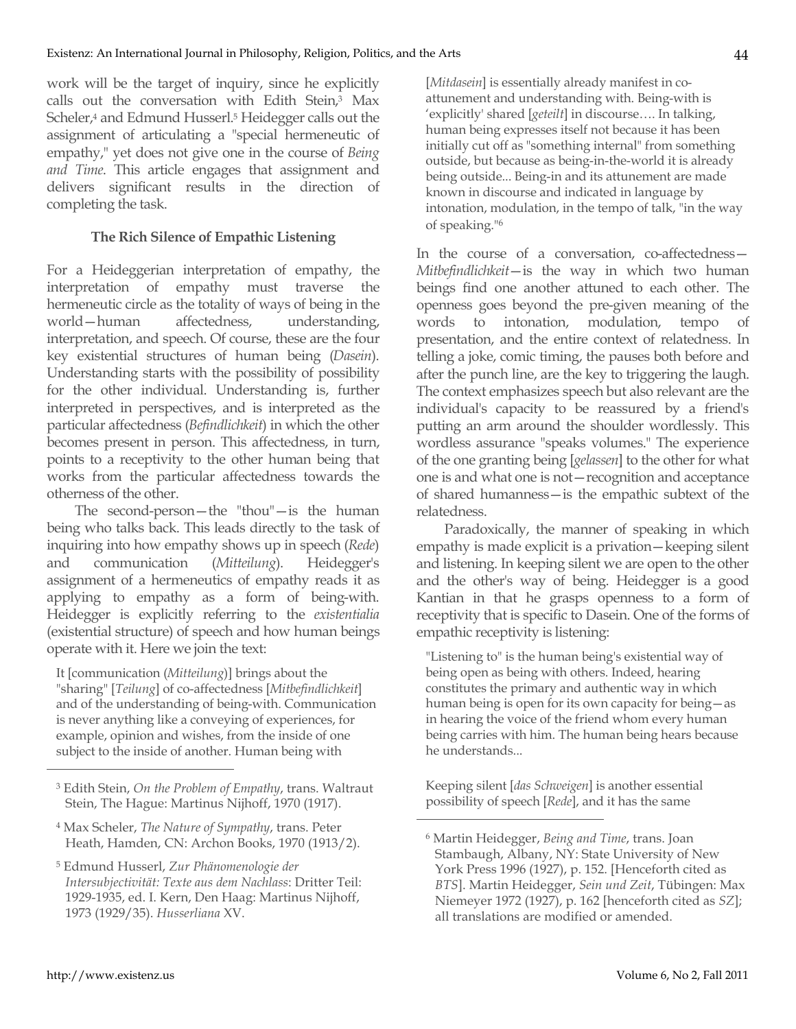work will be the target of inquiry, since he explicitly calls out the conversation with Edith Stein,[3] Max Scheler,[4] and Edmund Husserl.[5] Heidegger calls out the assignment of articulating a "special hermeneutic of empathy," yet does not give one in the course of *Being and Time*. This article engages that assignment and delivers significant results in the direction of completing the task.

## The Rich Silence of Empathic Listening

For a Heideggerian interpretation of empathy, the interpretation of empathy must traverse the hermeneutic circle as the totality of ways of being in the world—human affectedness, understanding, interpretation, and speech. Of course, these are the four key existential structures of human being (*Dasein*). Understanding starts with the possibility of possibility for the other individual. Understanding is, further interpreted in perspectives, and is interpreted as the particular affectedness (*Befindlichkeit*) in which the other becomes present in person. This affectedness, in turn, points to a receptivity to the other human being that works from the particular affectedness towards the otherness of the other.

The second-person—the "thou"—is the human being who talks back. This leads directly to the task of inquiring into how empathy shows up in speech (*Rede*) and communication (*Mitteilung*). Heidegger's assignment of a hermeneutics of empathy reads it as applying to empathy as a form of being-with. Heidegger is explicitly referring to the *existentialia* (existential structure) of speech and how human beings operate with it. Here we join the text:

> It [communication (*Mitteilung*)] brings about the "sharing" [*Teilung*] of co-affectedness [*Mitbefindlichkeit*] and of the understanding of being-with. Communication is never anything like a conveying of experiences, for example, opinion and wishes, from the inside of one subject to the inside of another. Human being with [*Mitdasein*] is essentially already manifest in co-attunement and understanding with. Being-with is 'explicitly' shared [*geteilt*] in discourse…. In talking, human being expresses itself not because it has been initially cut off as "something internal" from something outside, but because as being-in-the-world it is already being outside... Being-in and its attunement are made known in discourse and indicated in language by intonation, modulation, in the tempo of talk, "in the way of speaking."[6]

In the course of a conversation, co-affectedness—*Mitbefindlichkeit*—is the way in which two human beings find one another attuned to each other. The openness goes beyond the pre-given meaning of the words to intonation, modulation, tempo of presentation, and the entire context of relatedness. In telling a joke, comic timing, the pauses both before and after the punch line, are the key to triggering the laugh. The context emphasizes speech but also relevant are the individual's capacity to be reassured by a friend's putting an arm around the shoulder wordlessly. This wordless assurance "speaks volumes." The experience of the one granting being [*gelassen*] to the other for what one is and what one is not—recognition and acceptance of shared humanness—is the empathic subtext of the relatedness.

Paradoxically, the manner of speaking in which empathy is made explicit is a privation—keeping silent and listening. In keeping silent we are open to the other and the other's way of being. Heidegger is a good Kantian in that he grasps openness to a form of receptivity that is specific to Dasein. One of the forms of empathic receptivity is listening:

> "Listening to" is the human being's existential way of being open as being with others. Indeed, hearing constitutes the primary and authentic way in which human being is open for its own capacity for being—as in hearing the voice of the friend whom every human being carries with him. The human being hears because he understands...
>
> Keeping silent [*das Schweigen*] is another essential possibility of speech [*Rede*], and it has the same

---

[3] Edith Stein, *On the Problem of Empathy*, trans. Waltraut Stein, The Hague: Martinus Nijhoff, 1970 (1917).

[4] Max Scheler, *The Nature of Sympathy*, trans. Peter Heath, Hamden, CN: Archon Books, 1970 (1913/2).

[5] Edmund Husserl, *Zur Phänomenologie der Intersubjectivität: Texte aus dem Nachlass*: Dritter Teil: 1929-1935, ed. I. Kern, Den Haag: Martinus Nijhoff, 1973 (1929/35). *Husserliana* XV.

[6] Martin Heidegger, *Being and Time*, trans. Joan Stambaugh, Albany, NY: State University of New York Press 1996 (1927), p. 152. [Henceforth cited as *BTS*]. Martin Heidegger, *Sein und Zeit*, Tübingen: Max Niemeyer 1972 (1927), p. 162 [henceforth cited as *SZ*]; all translations are modified or amended.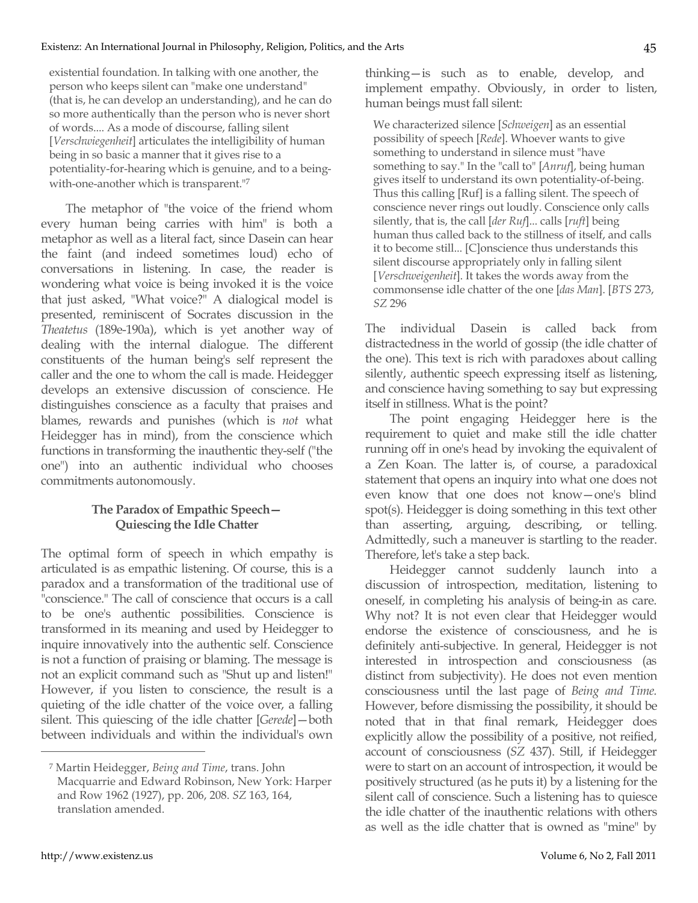existential foundation. In talking with one another, the person who keeps silent can "make one understand" (that is, he can develop an understanding), and he can do so more authentically than the person who is never short of words.... As a mode of discourse, falling silent [*Verschwiegenheit*] articulates the intelligibility of human being in so basic a manner that it gives rise to a potentiality-for-hearing which is genuine, and to a being-with-one-another which is transparent."[7]

The metaphor of "the voice of the friend whom every human being carries with him" is both a metaphor as well as a literal fact, since Dasein can hear the faint (and indeed sometimes loud) echo of conversations in listening. In case, the reader is wondering what voice is being invoked it is the voice that just asked, "What voice?" A dialogical model is presented, reminiscent of Socrates discussion in the *Theatetus* (189e-190a), which is yet another way of dealing with the internal dialogue. The different constituents of the human being's self represent the caller and the one to whom the call is made. Heidegger develops an extensive discussion of conscience. He distinguishes conscience as a faculty that praises and blames, rewards and punishes (which is *not* what Heidegger has in mind), from the conscience which functions in transforming the inauthentic they-self ("the one") into an authentic individual who chooses commitments autonomously.

### The Paradox of Empathic Speech—Quiescing the Idle Chatter

The optimal form of speech in which empathy is articulated is as empathic listening. Of course, this is a paradox and a transformation of the traditional use of "conscience." The call of conscience that occurs is a call to be one's authentic possibilities. Conscience is transformed in its meaning and used by Heidegger to inquire innovatively into the authentic self. Conscience is not a function of praising or blaming. The message is not an explicit command such as "Shut up and listen!" However, if you listen to conscience, the result is a quieting of the idle chatter of the voice over, a falling silent. This quiescing of the idle chatter [*Gerede*]—both between individuals and within the individual's own thinking—is such as to enable, develop, and implement empathy. Obviously, in order to listen, human beings must fall silent:

> We characterized silence [*Schweigen*] as an essential possibility of speech [*Rede*]. Whoever wants to give something to understand in silence must "have something to say." In the "call to" [*Anruf*], being human gives itself to understand its own potentiality-of-being. Thus this calling [Ruf] is a falling silent. The speech of conscience never rings out loudly. Conscience only calls silently, that is, the call [*der Ruf*]... calls [*ruft*] being human thus called back to the stillness of itself, and calls it to become still... [C]onscience thus understands this silent discourse appropriately only in falling silent [*Verschwiegenheit*]. It takes the words away from the commonsense idle chatter of the one [*das Man*]. [*BTS* 273, *SZ* 296

The individual Dasein is called back from distractedness in the world of gossip (the idle chatter of the one). This text is rich with paradoxes about calling silently, authentic speech expressing itself as listening, and conscience having something to say but expressing itself in stillness. What is the point?

The point engaging Heidegger here is the requirement to quiet and make still the idle chatter running off in one's head by invoking the equivalent of a Zen Koan. The latter is, of course, a paradoxical statement that opens an inquiry into what one does not even know that one does not know—one's blind spot(s). Heidegger is doing something in this text other than asserting, arguing, describing, or telling. Admittedly, such a maneuver is startling to the reader. Therefore, let's take a step back.

Heidegger cannot suddenly launch into a discussion of introspection, meditation, listening to oneself, in completing his analysis of being-in as care. Why not? It is not even clear that Heidegger would endorse the existence of consciousness, and he is definitely anti-subjective. In general, Heidegger is not interested in introspection and consciousness (as distinct from subjectivity). He does not even mention consciousness until the last page of *Being and Time.* However, before dismissing the possibility, it should be noted that in that final remark, Heidegger does explicitly allow the possibility of a positive, not reified, account of consciousness (*SZ* 437). Still, if Heidegger were to start on an account of introspection, it would be positively structured (as he puts it) by a listening for the silent call of conscience. Such a listening has to quiesce the idle chatter of the inauthentic relations with others as well as the idle chatter that is owned as "mine" by

[7] Martin Heidegger, *Being and Time*, trans. John Macquarrie and Edward Robinson, New York: Harper and Row 1962 (1927), pp. 206, 208. *SZ* 163, 164, translation amended.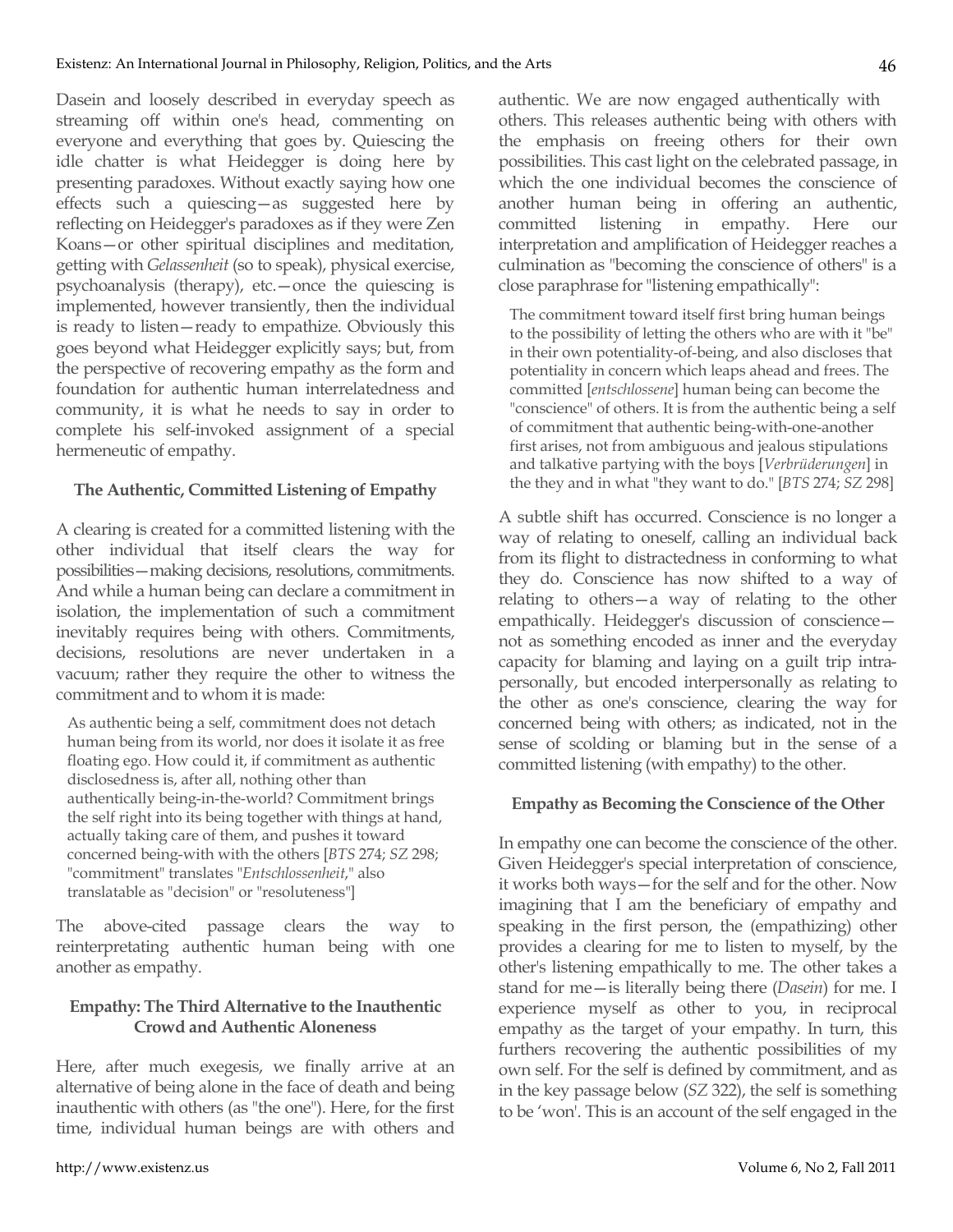Dasein and loosely described in everyday speech as streaming off within one's head, commenting on everyone and everything that goes by. Quiescing the idle chatter is what Heidegger is doing here by presenting paradoxes. Without exactly saying how one effects such a quiescing—as suggested here by reflecting on Heidegger's paradoxes as if they were Zen Koans—or other spiritual disciplines and meditation, getting with *Gelassenheit* (so to speak), physical exercise, psychoanalysis (therapy), etc.—once the quiescing is implemented, however transiently, then the individual is ready to listen—ready to empathize. Obviously this goes beyond what Heidegger explicitly says; but, from the perspective of recovering empathy as the form and foundation for authentic human interrelatedness and community, it is what he needs to say in order to complete his self-invoked assignment of a special hermeneutic of empathy.

### The Authentic, Committed Listening of Empathy

A clearing is created for a committed listening with the other individual that itself clears the way for possibilities—making decisions, resolutions, commitments. And while a human being can declare a commitment in isolation, the implementation of such a commitment inevitably requires being with others. Commitments, decisions, resolutions are never undertaken in a vacuum; rather they require the other to witness the commitment and to whom it is made:

> As authentic being a self, commitment does not detach human being from its world, nor does it isolate it as free floating ego. How could it, if commitment as authentic disclosedness is, after all, nothing other than authentically being-in-the-world? Commitment brings the self right into its being together with things at hand, actually taking care of them, and pushes it toward concerned being-with with the others [*BTS* 274; *SZ* 298; "commitment" translates "*Entschlossenheit*," also translatable as "decision" or "resoluteness"]

The above-cited passage clears the way to reinterpretating authentic human being with one another as empathy.

### Empathy: The Third Alternative to the Inauthentic Crowd and Authentic Aloneness

Here, after much exegesis, we finally arrive at an alternative of being alone in the face of death and being inauthentic with others (as "the one"). Here, for the first time, individual human beings are with others and authentic. We are now engaged authentically with others. This releases authentic being with others with the emphasis on freeing others for their own possibilities. This cast light on the celebrated passage, in which the one individual becomes the conscience of another human being in offering an authentic, committed listening in empathy. Here our interpretation and amplification of Heidegger reaches a culmination as "becoming the conscience of others" is a close paraphrase for "listening empathically":

> The commitment toward itself first bring human beings to the possibility of letting the others who are with it "be" in their own potentiality-of-being, and also discloses that potentiality in concern which leaps ahead and frees. The committed [*entschlossene*] human being can become the "conscience" of others. It is from the authentic being a self of commitment that authentic being-with-one-another first arises, not from ambiguous and jealous stipulations and talkative partying with the boys [*Verbrüderungen*] in the they and in what "they want to do." [*BTS* 274; *SZ* 298]

A subtle shift has occurred. Conscience is no longer a way of relating to oneself, calling an individual back from its flight to distractedness in conforming to what they do. Conscience has now shifted to a way of relating to others—a way of relating to the other empathically. Heidegger's discussion of conscience—not as something encoded as inner and the everyday capacity for blaming and laying on a guilt trip intra-personally, but encoded interpersonally as relating to the other as one's conscience, clearing the way for concerned being with others; as indicated, not in the sense of scolding or blaming but in the sense of a committed listening (with empathy) to the other.

### Empathy as Becoming the Conscience of the Other

In empathy one can become the conscience of the other. Given Heidegger's special interpretation of conscience, it works both ways—for the self and for the other. Now imagining that I am the beneficiary of empathy and speaking in the first person, the (empathizing) other provides a clearing for me to listen to myself, by the other's listening empathically to me. The other takes a stand for me—is literally being there (*Dasein*) for me. I experience myself as other to you, in reciprocal empathy as the target of your empathy. In turn, this furthers recovering the authentic possibilities of my own self. For the self is defined by commitment, and as in the key passage below (*SZ* 322), the self is something to be 'won'. This is an account of the self engaged in the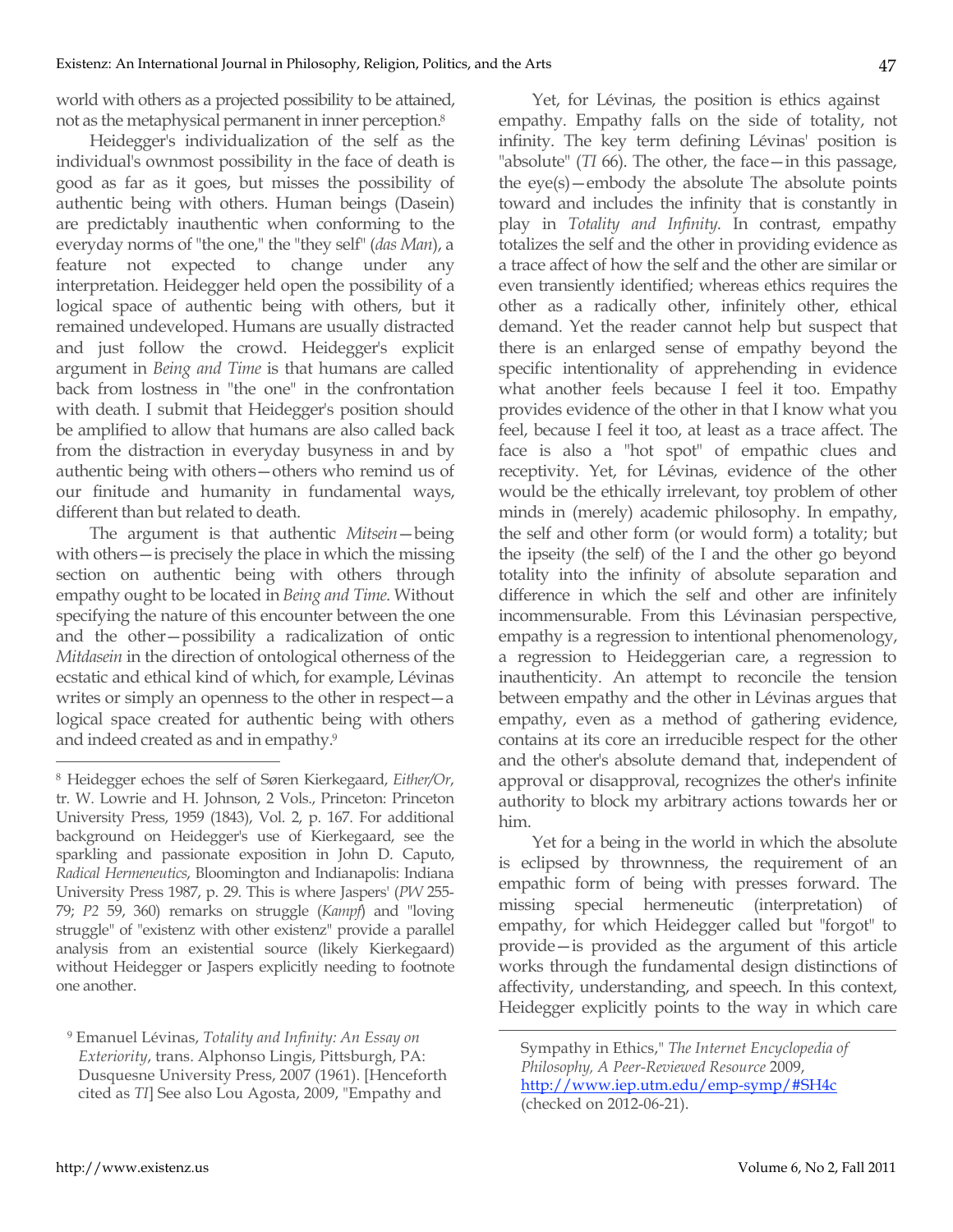world with others as a projected possibility to be attained, not as the metaphysical permanent in inner perception.[8]

Heidegger's individualization of the self as the individual's ownmost possibility in the face of death is good as far as it goes, but misses the possibility of authentic being with others. Human beings (Dasein) are predictably inauthentic when conforming to the everyday norms of "the one," the "they self" (*das Man*), a feature not expected to change under any interpretation. Heidegger held open the possibility of a logical space of authentic being with others, but it remained undeveloped. Humans are usually distracted and just follow the crowd. Heidegger's explicit argument in *Being and Time* is that humans are called back from lostness in "the one" in the confrontation with death. I submit that Heidegger's position should be amplified to allow that humans are also called back from the distraction in everyday busyness in and by authentic being with others—others who remind us of our finitude and humanity in fundamental ways, different than but related to death.

The argument is that authentic *Mitsein*—being with others—is precisely the place in which the missing section on authentic being with others through empathy ought to be located in *Being and Time*. Without specifying the nature of this encounter between the one and the other—possibility a radicalization of ontic *Mitdasein* in the direction of ontological otherness of the ecstatic and ethical kind of which, for example, Lévinas writes or simply an openness to the other in respect—a logical space created for authentic being with others and indeed created as and in empathy.[9]

Yet, for Lévinas, the position is ethics against empathy. Empathy falls on the side of totality, not infinity. The key term defining Lévinas' position is "absolute" (*TI* 66). The other, the face—in this passage, the eye(s)—embody the absolute The absolute points toward and includes the infinity that is constantly in play in *Totality and Infinity*. In contrast, empathy totalizes the self and the other in providing evidence as a trace affect of how the self and the other are similar or even transiently identified; whereas ethics requires the other as a radically other, infinitely other, ethical demand. Yet the reader cannot help but suspect that there is an enlarged sense of empathy beyond the specific intentionality of apprehending in evidence what another feels because I feel it too. Empathy provides evidence of the other in that I know what you feel, because I feel it too, at least as a trace affect. The face is also a "hot spot" of empathic clues and receptivity. Yet, for Lévinas, evidence of the other would be the ethically irrelevant, toy problem of other minds in (merely) academic philosophy. In empathy, the self and other form (or would form) a totality; but the ipseity (the self) of the I and the other go beyond totality into the infinity of absolute separation and difference in which the self and other are infinitely incommensurable. From this Lévinasian perspective, empathy is a regression to intentional phenomenology, a regression to Heideggerian care, a regression to inauthenticity. An attempt to reconcile the tension between empathy and the other in Lévinas argues that empathy, even as a method of gathering evidence, contains at its core an irreducible respect for the other and the other's absolute demand that, independent of approval or disapproval, recognizes the other's infinite authority to block my arbitrary actions towards her or him.

Yet for a being in the world in which the absolute is eclipsed by thrownness, the requirement of an empathic form of being with presses forward. The missing special hermeneutic (interpretation) of empathy, for which Heidegger called but "forgot" to provide—is provided as the argument of this article works through the fundamental design distinctions of affectivity, understanding, and speech. In this context, Heidegger explicitly points to the way in which care

---

[8] Heidegger echoes the self of Søren Kierkegaard, *Either/Or*, tr. W. Lowrie and H. Johnson, 2 Vols., Princeton: Princeton University Press, 1959 (1843), Vol. 2, p. 167. For additional background on Heidegger's use of Kierkegaard, see the sparkling and passionate exposition in John D. Caputo, *Radical Hermeneutics*, Bloomington and Indianapolis: Indiana University Press 1987, p. 29. This is where Jaspers' (*PW* 255-79; *P2* 59, 360) remarks on struggle (*Kampf*) and "loving struggle" of "existenz with other existenz" provide a parallel analysis from an existential source (likely Kierkegaard) without Heidegger or Jaspers explicitly needing to footnote one another.

[9] Emanuel Lévinas, *Totality and Infinity: An Essay on Exteriority*, trans. Alphonso Lingis, Pittsburgh, PA: Dusquesne University Press, 2007 (1961). [Henceforth cited as *TI*] See also Lou Agosta, 2009, "Empathy and Sympathy in Ethics," *The Internet Encyclopedia of Philosophy, A Peer-Reviewed Resource* 2009, http://www.iep.utm.edu/emp-symp/#SH4c (checked on 2012-06-21).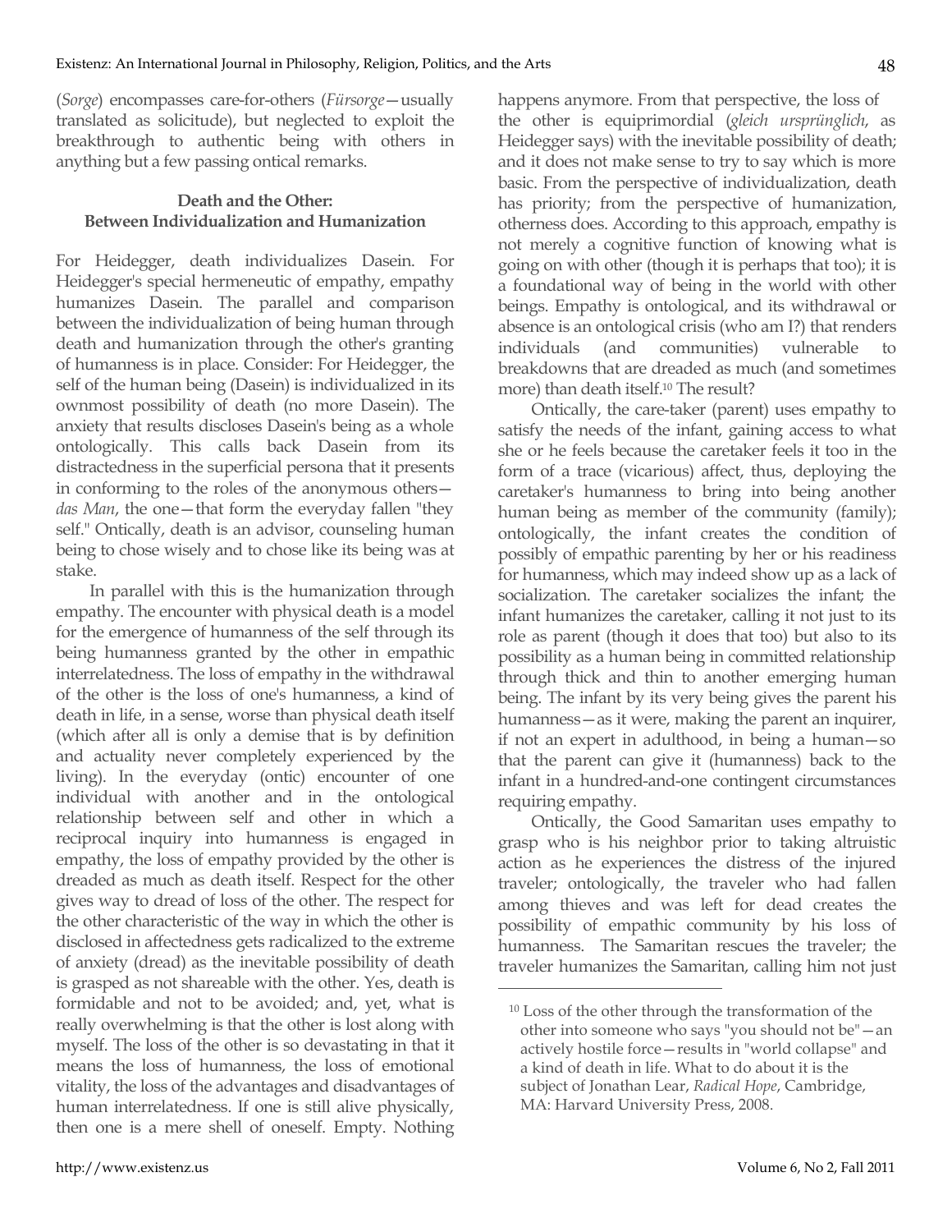(*Sorge*) encompasses care-for-others (*Fürsorge*—usually translated as solicitude), but neglected to exploit the breakthrough to authentic being with others in anything but a few passing ontical remarks.

### Death and the Other: Between Individualization and Humanization

For Heidegger, death individualizes Dasein. For Heidegger's special hermeneutic of empathy, empathy humanizes Dasein. The parallel and comparison between the individualization of being human through death and humanization through the other's granting of humanness is in place. Consider: For Heidegger, the self of the human being (Dasein) is individualized in its ownmost possibility of death (no more Dasein). The anxiety that results discloses Dasein's being as a whole ontologically. This calls back Dasein from its distractedness in the superficial persona that it presents in conforming to the roles of the anonymous others—*das Man*, the one—that form the everyday fallen "they self." Ontically, death is an advisor, counseling human being to chose wisely and to chose like its being was at stake.

In parallel with this is the humanization through empathy. The encounter with physical death is a model for the emergence of humanness of the self through its being humanness granted by the other in empathic interrelatedness. The loss of empathy in the withdrawal of the other is the loss of one's humanness, a kind of death in life, in a sense, worse than physical death itself (which after all is only a demise that is by definition and actuality never completely experienced by the living). In the everyday (ontic) encounter of one individual with another and in the ontological relationship between self and other in which a reciprocal inquiry into humanness is engaged in empathy, the loss of empathy provided by the other is dreaded as much as death itself. Respect for the other gives way to dread of loss of the other. The respect for the other characteristic of the way in which the other is disclosed in affectedness gets radicalized to the extreme of anxiety (dread) as the inevitable possibility of death is grasped as not shareable with the other. Yes, death is formidable and not to be avoided; and, yet, what is really overwhelming is that the other is lost along with myself. The loss of the other is so devastating in that it means the loss of humanness, the loss of emotional vitality, the loss of the advantages and disadvantages of human interrelatedness. If one is still alive physically, then one is a mere shell of oneself. Empty. Nothing happens anymore. From that perspective, the loss of the other is equiprimordial (*gleich ursprünglich*, as Heidegger says) with the inevitable possibility of death; and it does not make sense to try to say which is more basic. From the perspective of individualization, death has priority; from the perspective of humanization, otherness does. According to this approach, empathy is not merely a cognitive function of knowing what is going on with other (though it is perhaps that too); it is a foundational way of being in the world with other beings. Empathy is ontological, and its withdrawal or absence is an ontological crisis (who am I?) that renders individuals (and communities) vulnerable to breakdowns that are dreaded as much (and sometimes more) than death itself.[10] The result?

Ontically, the care-taker (parent) uses empathy to satisfy the needs of the infant, gaining access to what she or he feels because the caretaker feels it too in the form of a trace (vicarious) affect, thus, deploying the caretaker's humanness to bring into being another human being as member of the community (family); ontologically, the infant creates the condition of possibly of empathic parenting by her or his readiness for humanness, which may indeed show up as a lack of socialization. The caretaker socializes the infant; the infant humanizes the caretaker, calling it not just to its role as parent (though it does that too) but also to its possibility as a human being in committed relationship through thick and thin to another emerging human being. The infant by its very being gives the parent his humanness—as it were, making the parent an inquirer, if not an expert in adulthood, in being a human—so that the parent can give it (humanness) back to the infant in a hundred-and-one contingent circumstances requiring empathy.

Ontically, the Good Samaritan uses empathy to grasp who is his neighbor prior to taking altruistic action as he experiences the distress of the injured traveler; ontologically, the traveler who had fallen among thieves and was left for dead creates the possibility of empathic community by his loss of humanness. The Samaritan rescues the traveler; the traveler humanizes the Samaritan, calling him not just

[10] Loss of the other through the transformation of the other into someone who says "you should not be"—an actively hostile force—results in "world collapse" and a kind of death in life. What to do about it is the subject of Jonathan Lear, *Radical Hope*, Cambridge, MA: Harvard University Press, 2008.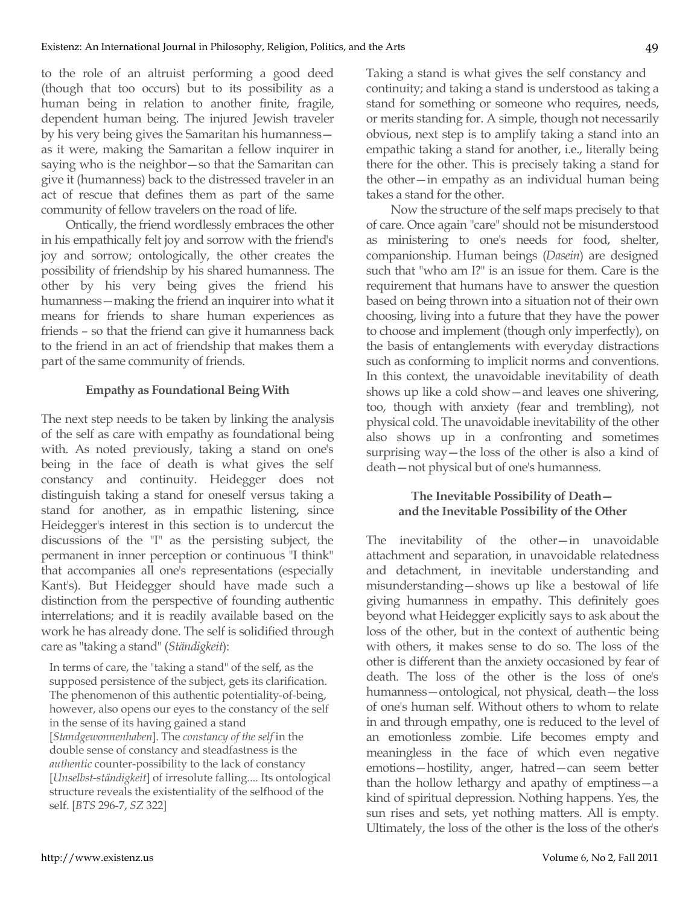to the role of an altruist performing a good deed (though that too occurs) but to its possibility as a human being in relation to another finite, fragile, dependent human being. The injured Jewish traveler by his very being gives the Samaritan his humanness—as it were, making the Samaritan a fellow inquirer in saying who is the neighbor—so that the Samaritan can give it (humanness) back to the distressed traveler in an act of rescue that defines them as part of the same community of fellow travelers on the road of life.

Ontically, the friend wordlessly embraces the other in his empathically felt joy and sorrow with the friend's joy and sorrow; ontologically, the other creates the possibility of friendship by his shared humanness. The other by his very being gives the friend his humanness—making the friend an inquirer into what it means for friends to share human experiences as friends – so that the friend can give it humanness back to the friend in an act of friendship that makes them a part of the same community of friends.

### Empathy as Foundational Being With

The next step needs to be taken by linking the analysis of the self as care with empathy as foundational being with. As noted previously, taking a stand on one's being in the face of death is what gives the self constancy and continuity. Heidegger does not distinguish taking a stand for oneself versus taking a stand for another, as in empathic listening, since Heidegger's interest in this section is to undercut the discussions of the "I" as the persisting subject, the permanent in inner perception or continuous "I think" that accompanies all one's representations (especially Kant's). But Heidegger should have made such a distinction from the perspective of founding authentic interrelations; and it is readily available based on the work he has already done. The self is solidified through care as "taking a stand" (*Ständigkeit*):

> In terms of care, the "taking a stand" of the self, as the supposed persistence of the subject, gets its clarification. The phenomenon of this authentic potentiality-of-being, however, also opens our eyes to the constancy of the self in the sense of its having gained a stand [*Standgewonnenhaben*]. The *constancy of the self* in the double sense of constancy and steadfastness is the *authentic* counter-possibility to the lack of constancy [*Unselbst-ständigkeit*] of irresolute falling.... Its ontological structure reveals the existentiality of the selfhood of the self. [*BTS* 296-7, *SZ* 322]

Taking a stand is what gives the self constancy and continuity; and taking a stand is understood as taking a stand for something or someone who requires, needs, or merits standing for. A simple, though not necessarily obvious, next step is to amplify taking a stand into an empathic taking a stand for another, i.e., literally being there for the other. This is precisely taking a stand for the other—in empathy as an individual human being takes a stand for the other.

Now the structure of the self maps precisely to that of care. Once again "care" should not be misunderstood as ministering to one's needs for food, shelter, companionship. Human beings (*Dasein*) are designed such that "who am I?" is an issue for them. Care is the requirement that humans have to answer the question based on being thrown into a situation not of their own choosing, living into a future that they have the power to choose and implement (though only imperfectly), on the basis of entanglements with everyday distractions such as conforming to implicit norms and conventions. In this context, the unavoidable inevitability of death shows up like a cold show—and leaves one shivering, too, though with anxiety (fear and trembling), not physical cold. The unavoidable inevitability of the other also shows up in a confronting and sometimes surprising way—the loss of the other is also a kind of death—not physical but of one's humanness.

### The Inevitable Possibility of Death—and the Inevitable Possibility of the Other

The inevitability of the other—in unavoidable attachment and separation, in unavoidable relatedness and detachment, in inevitable understanding and misunderstanding—shows up like a bestowal of life giving humanness in empathy. This definitely goes beyond what Heidegger explicitly says to ask about the loss of the other, but in the context of authentic being with others, it makes sense to do so. The loss of the other is different than the anxiety occasioned by fear of death. The loss of the other is the loss of one's humanness—ontological, not physical, death—the loss of one's human self. Without others to whom to relate in and through empathy, one is reduced to the level of an emotionless zombie. Life becomes empty and meaningless in the face of which even negative emotions—hostility, anger, hatred—can seem better than the hollow lethargy and apathy of emptiness—a kind of spiritual depression. Nothing happens. Yes, the sun rises and sets, yet nothing matters. All is empty. Ultimately, the loss of the other is the loss of the other's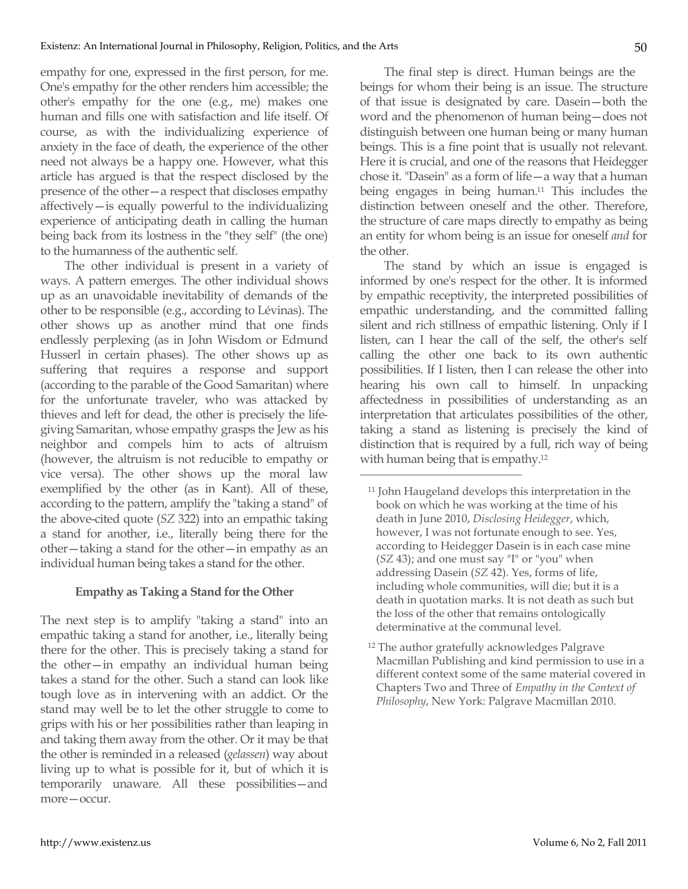empathy for one, expressed in the first person, for me. One's empathy for the other renders him accessible; the other's empathy for the one (e.g., me) makes one human and fills one with satisfaction and life itself. Of course, as with the individualizing experience of anxiety in the face of death, the experience of the other need not always be a happy one. However, what this article has argued is that the respect disclosed by the presence of the other—a respect that discloses empathy affectively—is equally powerful to the individualizing experience of anticipating death in calling the human being back from its lostness in the "they self" (the one) to the humanness of the authentic self.

The other individual is present in a variety of ways. A pattern emerges. The other individual shows up as an unavoidable inevitability of demands of the other to be responsible (e.g., according to Lévinas). The other shows up as another mind that one finds endlessly perplexing (as in John Wisdom or Edmund Husserl in certain phases). The other shows up as suffering that requires a response and support (according to the parable of the Good Samaritan) where for the unfortunate traveler, who was attacked by thieves and left for dead, the other is precisely the life-giving Samaritan, whose empathy grasps the Jew as his neighbor and compels him to acts of altruism (however, the altruism is not reducible to empathy or vice versa). The other shows up the moral law exemplified by the other (as in Kant). All of these, according to the pattern, amplify the "taking a stand" of the above-cited quote (*SZ* 322) into an empathic taking a stand for another, i.e., literally being there for the other—taking a stand for the other—in empathy as an individual human being takes a stand for the other.

## Empathy as Taking a Stand for the Other

The next step is to amplify "taking a stand" into an empathic taking a stand for another, i.e., literally being there for the other. This is precisely taking a stand for the other—in empathy an individual human being takes a stand for the other. Such a stand can look like tough love as in intervening with an addict. Or the stand may well be to let the other struggle to come to grips with his or her possibilities rather than leaping in and taking them away from the other. Or it may be that the other is reminded in a released (*gelassen*) way about living up to what is possible for it, but of which it is temporarily unaware. All these possibilities—and more—occur.

The final step is direct. Human beings are the beings for whom their being is an issue. The structure of that issue is designated by care. Dasein—both the word and the phenomenon of human being—does not distinguish between one human being or many human beings. This is a fine point that is usually not relevant. Here it is crucial, and one of the reasons that Heidegger chose it. "Dasein" as a form of life—a way that a human being engages in being human.[11] This includes the distinction between oneself and the other. Therefore, the structure of care maps directly to empathy as being an entity for whom being is an issue for oneself *and* for the other.

The stand by which an issue is engaged is informed by one's respect for the other. It is informed by empathic receptivity, the interpreted possibilities of empathic understanding, and the committed falling silent and rich stillness of empathic listening. Only if I listen, can I hear the call of the self, the other's self calling the other one back to its own authentic possibilities. If I listen, then I can release the other into hearing his own call to himself. In unpacking affectedness in possibilities of understanding as an interpretation that articulates possibilities of the other, taking a stand as listening is precisely the kind of distinction that is required by a full, rich way of being with human being that is empathy.[12]

---

[11] John Haugeland develops this interpretation in the book on which he was working at the time of his death in June 2010, *Disclosing Heidegger*, which, however, I was not fortunate enough to see. Yes, according to Heidegger Dasein is in each case mine (*SZ* 43); and one must say "I" or "you" when addressing Dasein (*SZ* 42). Yes, forms of life, including whole communities, will die; but it is a death in quotation marks. It is not death as such but the loss of the other that remains ontologically determinative at the communal level.

[12] The author gratefully acknowledges Palgrave Macmillan Publishing and kind permission to use in a different context some of the same material covered in Chapters Two and Three of *Empathy in the Context of Philosophy*, New York: Palgrave Macmillan 2010.